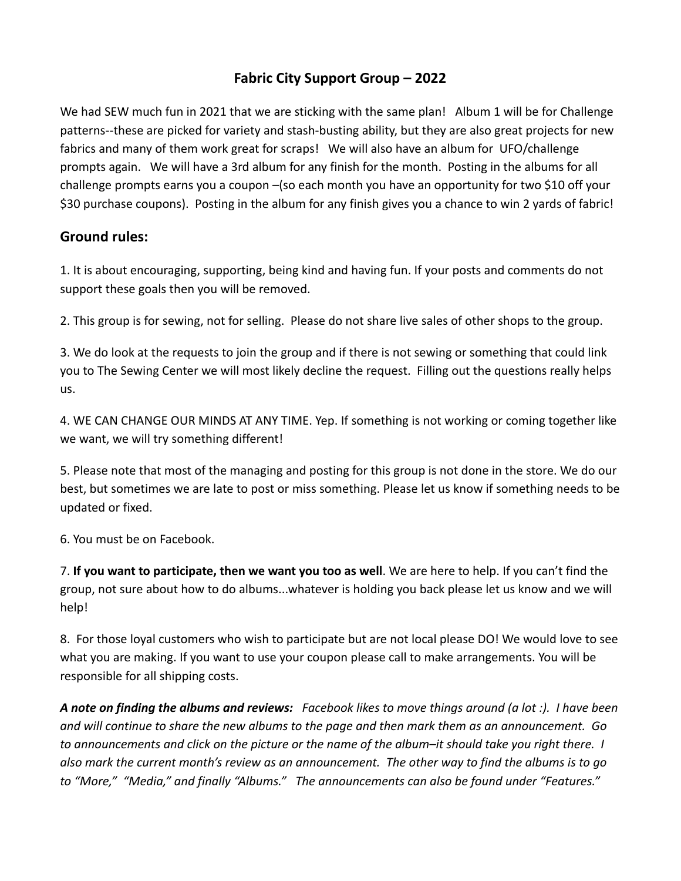# Fabric City Support Group – 2022

We had SEW much fun in 2021 that we are sticking with the same plan! Album 1 will be for Challenge patterns--these are picked for variety and stash-busting ability, but they are also great projects for new fabrics and many of them work great for scraps! We will also have an album for UFO/challenge prompts again. We will have a 3rd album for any finish for the month. Posting in the albums for all challenge prompts earns you a coupon –(so each month you have an opportunity for two $10 off your $30 purchase coupons). Posting in the album for any finish gives you a chance to win 2 yards of fabric!

## Ground rules:

1. It is about encouraging, supporting, being kind and having fun. If your posts and comments do not support these goals then you will be removed.

2. This group is for sewing, not for selling. Please do not share live sales of other shops to the group.

3. We do look at the requests to join the group and if there is not sewing or something that could link you to The Sewing Center we will most likely decline the request. Filling out the questions really helps us.

4. WE CAN CHANGE OUR MINDS AT ANY TIME. Yep. If something is not working or coming together like we want, we will try something different!

5. Please note that most of the managing and posting for this group is not done in the store. We do our best, but sometimes we are late to post or miss something. Please let us know if something needs to be updated or fixed.

6. You must be on Facebook.

7. **If you want to participate, then we want you too as well**. We are here to help. If you can't find the group, not sure about how to do albums...whatever is holding you back please let us know and we will help!

8. For those loyal customers who wish to participate but are not local please DO! We would love to see what you are making. If you want to use your coupon please call to make arrangements. You will be responsible for all shipping costs.

***A note on finding the albums and reviews:*** *Facebook likes to move things around (a lot :). I have been and will continue to share the new albums to the page and then mark them as an announcement. Go to announcements and click on the picture or the name of the album–it should take you right there. I also mark the current month's review as an announcement. The other way to find the albums is to go to "More," "Media," and finally "Albums." The announcements can also be found under "Features."*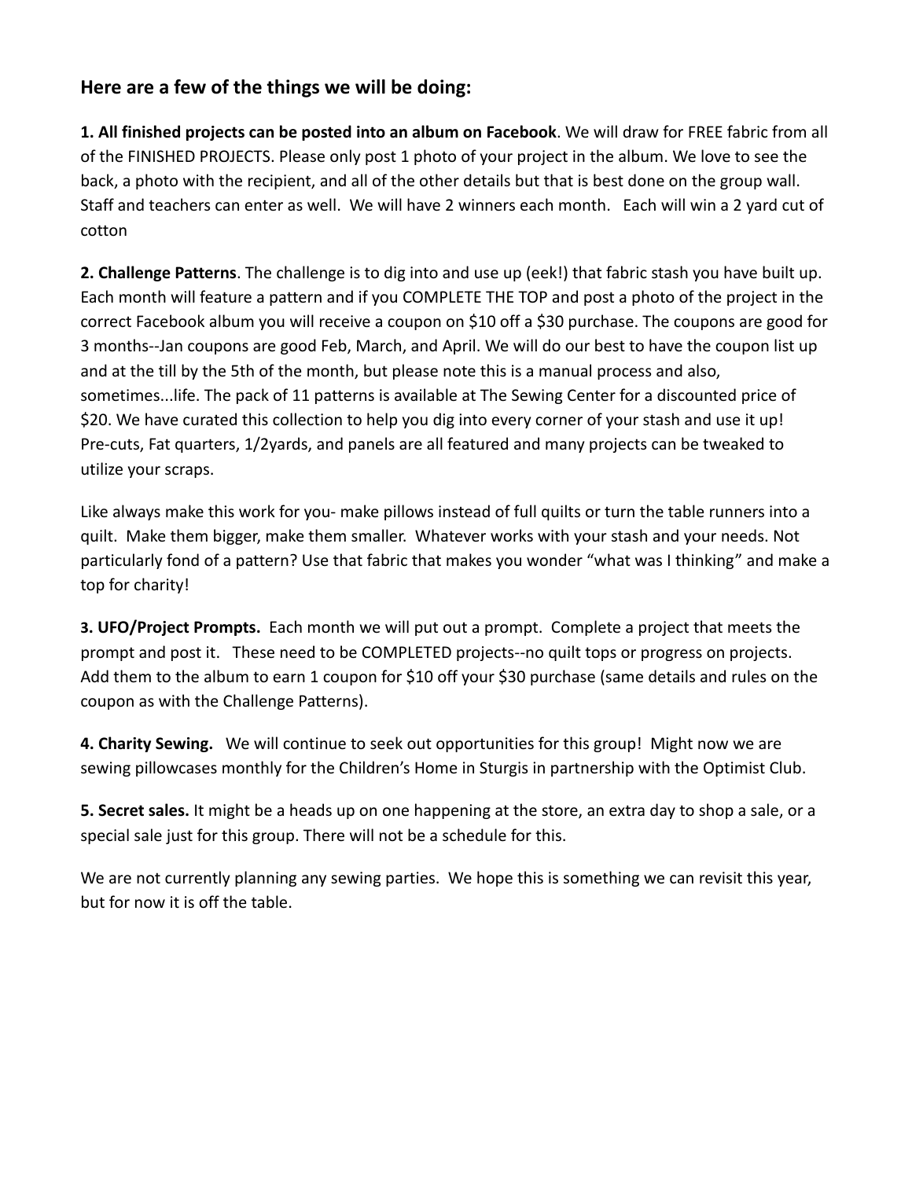### Here are a few of the things we will be doing:

**1. All finished projects can be posted into an album on Facebook**. We will draw for FREE fabric from all of the FINISHED PROJECTS. Please only post 1 photo of your project in the album. We love to see the back, a photo with the recipient, and all of the other details but that is best done on the group wall. Staff and teachers can enter as well. We will have 2 winners each month. Each will win a 2 yard cut of cotton

**2. Challenge Patterns**. The challenge is to dig into and use up (eek!) that fabric stash you have built up. Each month will feature a pattern and if you COMPLETE THE TOP and post a photo of the project in the correct Facebook album you will receive a coupon on $10 off a $30 purchase. The coupons are good for 3 months--Jan coupons are good Feb, March, and April. We will do our best to have the coupon list up and at the till by the 5th of the month, but please note this is a manual process and also, sometimes...life. The pack of 11 patterns is available at The Sewing Center for a discounted price of $20. We have curated this collection to help you dig into every corner of your stash and use it up! Pre-cuts, Fat quarters, 1/2yards, and panels are all featured and many projects can be tweaked to utilize your scraps.

Like always make this work for you- make pillows instead of full quilts or turn the table runners into a quilt. Make them bigger, make them smaller. Whatever works with your stash and your needs. Not particularly fond of a pattern? Use that fabric that makes you wonder "what was I thinking" and make a top for charity!

**3. UFO/Project Prompts.** Each month we will put out a prompt. Complete a project that meets the prompt and post it. These need to be COMPLETED projects--no quilt tops or progress on projects. Add them to the album to earn 1 coupon for $10 off your $30 purchase (same details and rules on the coupon as with the Challenge Patterns).

**4. Charity Sewing.** We will continue to seek out opportunities for this group! Might now we are sewing pillowcases monthly for the Children's Home in Sturgis in partnership with the Optimist Club.

**5. Secret sales.** It might be a heads up on one happening at the store, an extra day to shop a sale, or a special sale just for this group. There will not be a schedule for this.

We are not currently planning any sewing parties. We hope this is something we can revisit this year, but for now it is off the table.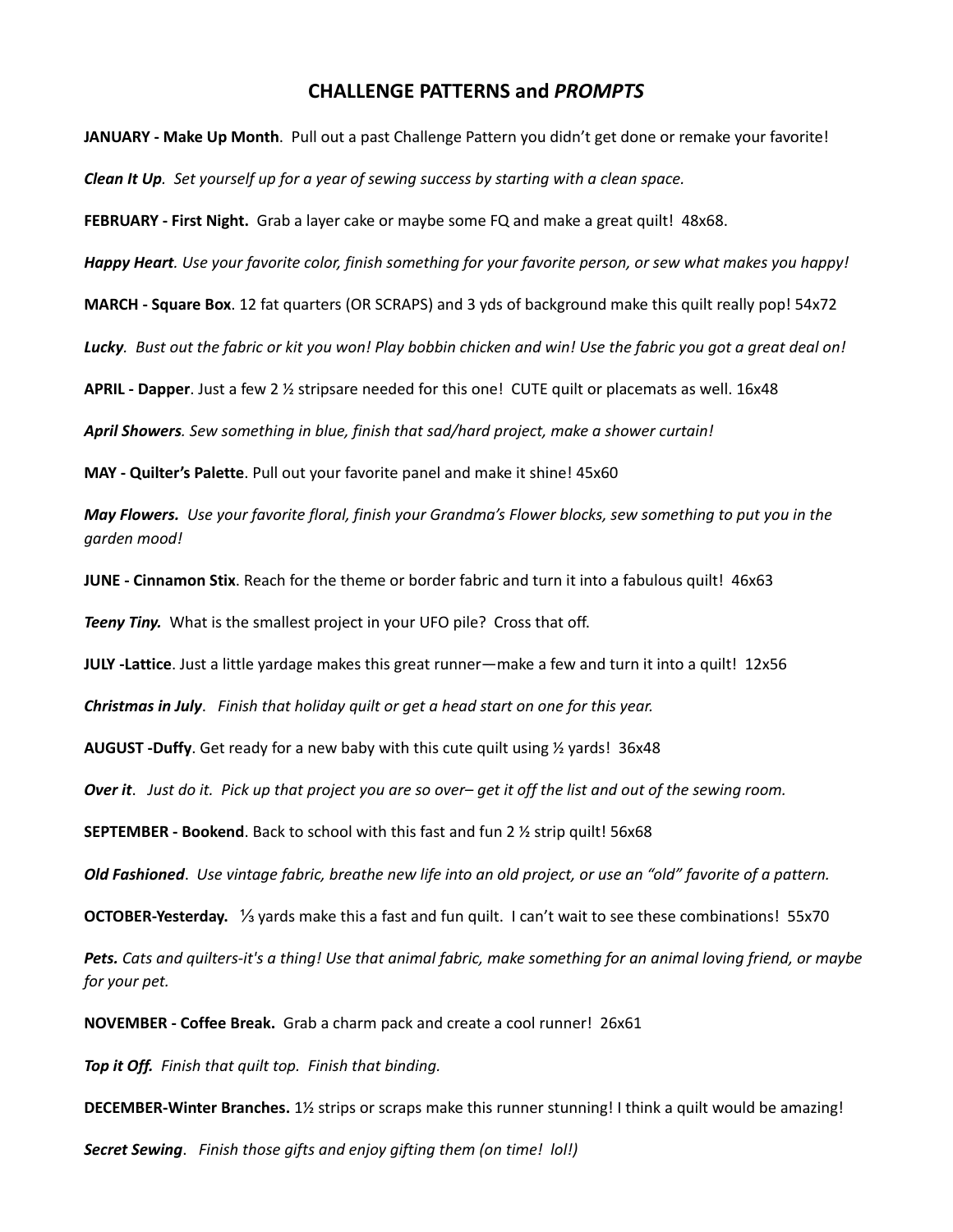# **CHALLENGE PATTERNS and *PROMPTS***

**JANUARY - Make Up Month**. Pull out a past Challenge Pattern you didn't get done or remake your favorite!

***Clean It Up****. Set yourself up for a year of sewing success by starting with a clean space.*

**FEBRUARY - First Night.** Grab a layer cake or maybe some FQ and make a great quilt! 48x68.

***Happy Heart****. Use your favorite color, finish something for your favorite person, or sew what makes you happy!*

**MARCH - Square Box**. 12 fat quarters (OR SCRAPS) and 3 yds of background make this quilt really pop! 54x72

***Lucky****. Bust out the fabric or kit you won! Play bobbin chicken and win! Use the fabric you got a great deal on!*

**APRIL - Dapper**. Just a few 2 ½ stripsare needed for this one! CUTE quilt or placemats as well. 16x48

***April Showers****. Sew something in blue, finish that sad/hard project, make a shower curtain!*

**MAY - Quilter's Palette**. Pull out your favorite panel and make it shine! 45x60

***May Flowers.*** *Use your favorite floral, finish your Grandma's Flower blocks, sew something to put you in the garden mood!*

**JUNE - Cinnamon Stix**. Reach for the theme or border fabric and turn it into a fabulous quilt! 46x63

***Teeny Tiny.*** What is the smallest project in your UFO pile? Cross that off.

**JULY -Lattice**. Just a little yardage makes this great runner—make a few and turn it into a quilt! 12x56

***Christmas in July****. Finish that holiday quilt or get a head start on one for this year.*

**AUGUST -Duffy**. Get ready for a new baby with this cute quilt using ½ yards! 36x48

***Over it****. Just do it. Pick up that project you are so over– get it off the list and out of the sewing room.*

**SEPTEMBER - Bookend**. Back to school with this fast and fun 2 ½ strip quilt! 56x68

***Old Fashioned****. Use vintage fabric, breathe new life into an old project, or use an "old" favorite of a pattern.*

**OCTOBER-Yesterday.** ⅓ yards make this a fast and fun quilt. I can't wait to see these combinations! 55x70

***Pets.*** *Cats and quilters-it's a thing! Use that animal fabric, make something for an animal loving friend, or maybe for your pet.*

**NOVEMBER - Coffee Break.** Grab a charm pack and create a cool runner! 26x61

***Top it Off.*** *Finish that quilt top. Finish that binding.*

**DECEMBER-Winter Branches.** 1½ strips or scraps make this runner stunning! I think a quilt would be amazing!

***Secret Sewing****. Finish those gifts and enjoy gifting them (on time! lol!)*